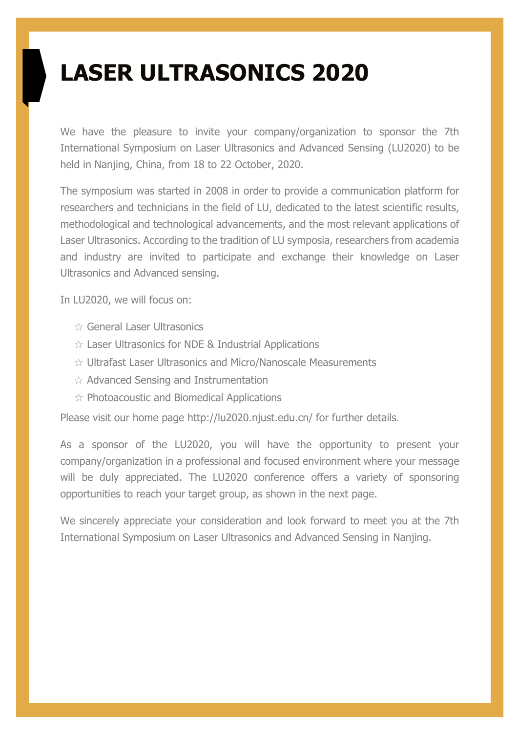# LASER ULTRASONICS 2020

We have the pleasure to invite your company/organization to sponsor the 7th International Symposium on Laser Ultrasonics and Advanced Sensing (LU2020) to be held in Nanjing, China, from 18 to 22 October, 2020.

The symposium was started in 2008 in order to provide a communication platform for researchers and technicians in the field of LU, dedicated to the latest scientific results, methodological and technological advancements, and the most relevant applications of Laser Ultrasonics. According to the tradition of LU symposia, researchers from academia and industry are invited to participate and exchange their knowledge on Laser Ultrasonics and Advanced sensing.

In LU2020, we will focus on:

- ☆ General Laser Ultrasonics
- ☆ Laser Ultrasonics for NDE & Industrial Applications
- ☆ Ultrafast Laser Ultrasonics and Micro/Nanoscale Measurements
- ☆ Advanced Sensing and Instrumentation
- ☆ Photoacoustic and Biomedical Applications

Please visit our home page http://lu2020.njust.edu.cn/ for further details.

As a sponsor of the LU2020, you will have the opportunity to present your company/organization in a professional and focused environment where your message will be duly appreciated. The LU2020 conference offers a variety of sponsoring opportunities to reach your target group, as shown in the next page.

We sincerely appreciate your consideration and look forward to meet you at the 7th International Symposium on Laser Ultrasonics and Advanced Sensing in Nanjing.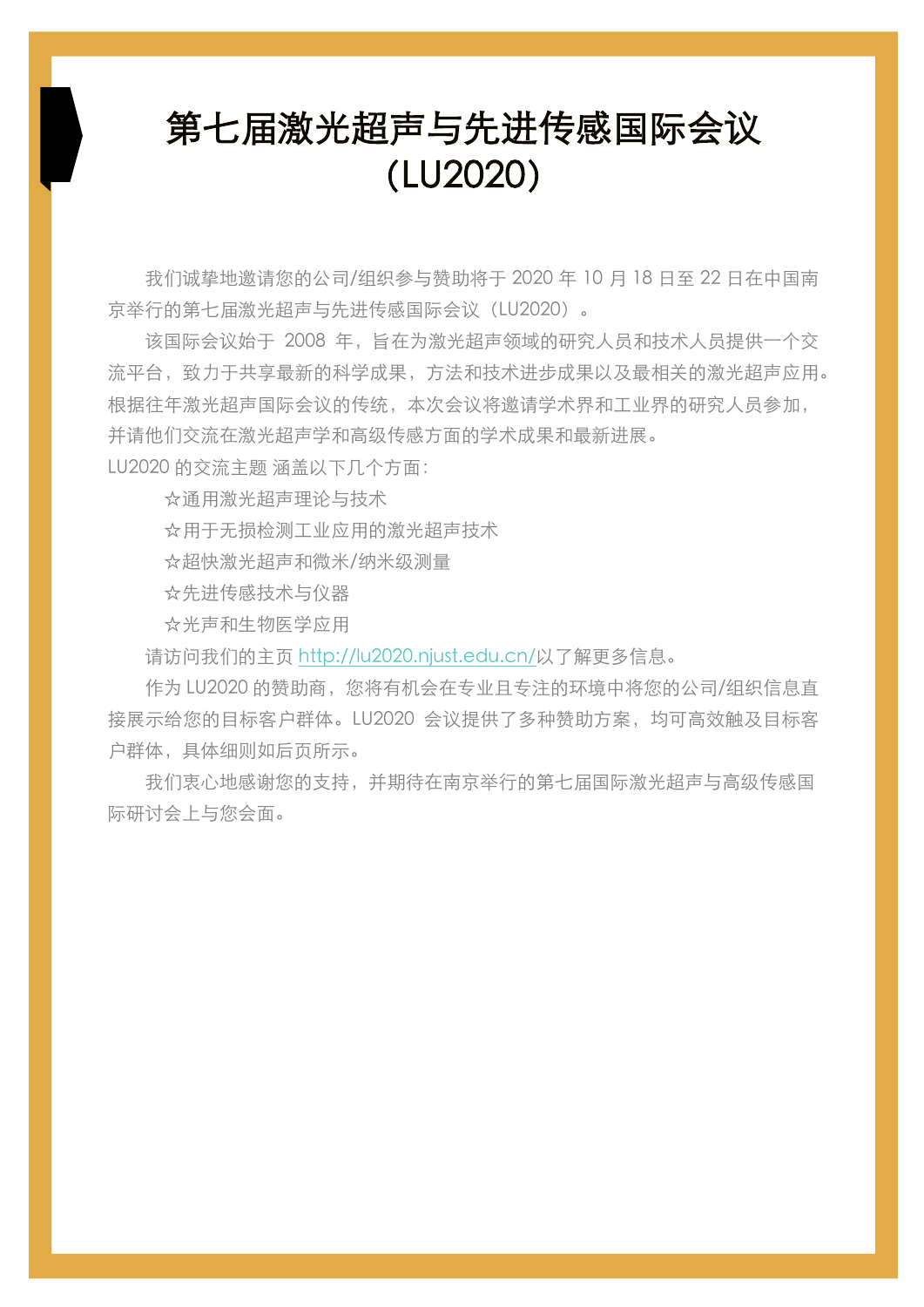# 第七届激光超声与先进传感国际会议（LU2020）

我们诚挚地邀请您的公司/组织参与赞助将于 2020 年 10 月 18 日至 22 日在中国南京举行的第七届激光超声与先进传感国际会议（LU2020）。

该国际会议始于 2008 年，旨在为激光超声领域的研究人员和技术人员提供一个交流平台，致力于共享最新的科学成果，方法和技术进步成果以及最相关的激光超声应用。根据往年激光超声国际会议的传统，本次会议将邀请学术界和工业界的研究人员参加，并请他们交流在激光超声学和高级传感方面的学术成果和最新进展。

LU2020 的交流主题 涵盖以下几个方面：

☆通用激光超声理论与技术

☆用于无损检测工业应用的激光超声技术

☆超快激光超声和微米/纳米级测量

☆先进传感技术与仪器

☆光声和生物医学应用

请访问我们的主页 http://lu2020.njust.edu.cn/以了解更多信息。

作为 LU2020 的赞助商，您将有机会在专业且专注的环境中将您的公司/组织信息直接展示给您的目标客户群体。LU2020 会议提供了多种赞助方案，均可高效触及目标客户群体，具体细则如后页所示。

我们衷心地感谢您的支持，并期待在南京举行的第七届国际激光超声与高级传感国际研讨会上与您会面。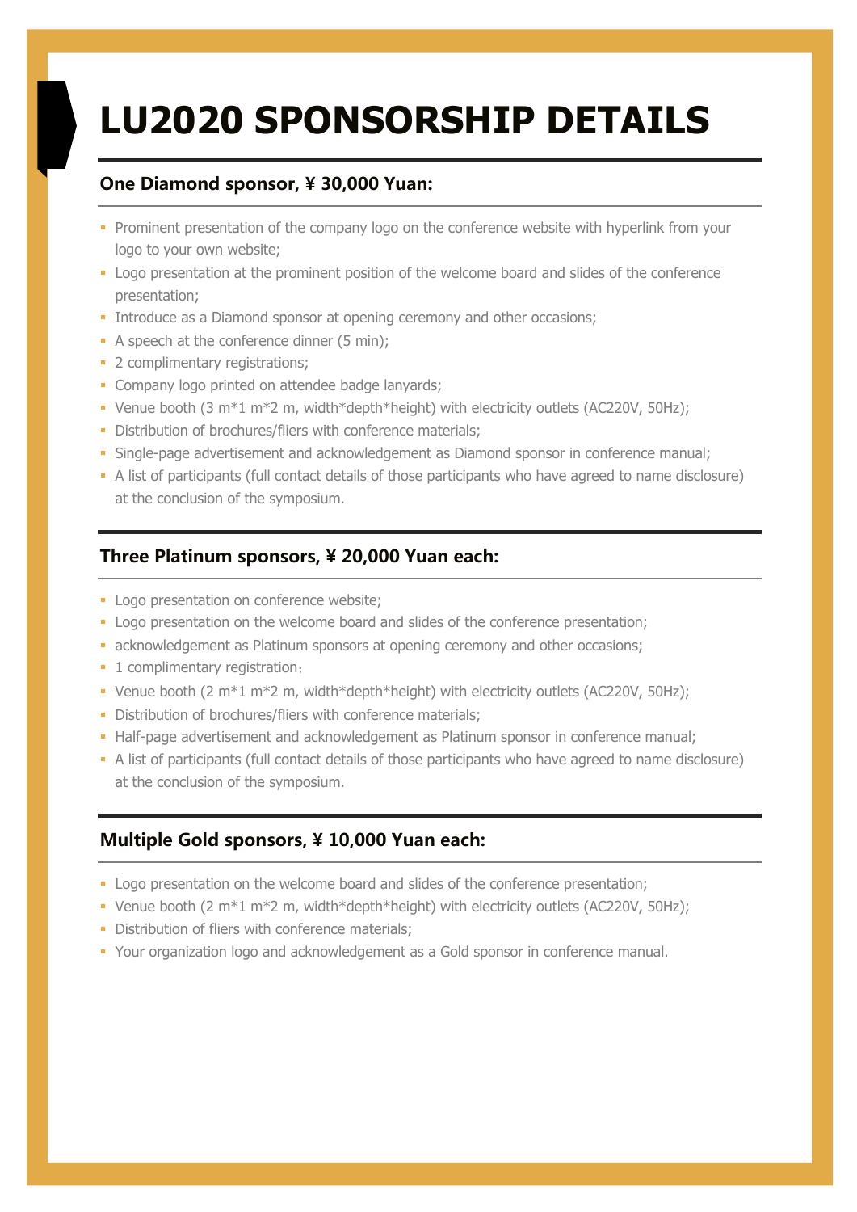# LU2020 SPONSORSHIP DETAILS

## One Diamond sponsor, ¥ 30,000 Yuan:

- Prominent presentation of the company logo on the conference website with hyperlink from your logo to your own website;
- Logo presentation at the prominent position of the welcome board and slides of the conference presentation;
- Introduce as a Diamond sponsor at opening ceremony and other occasions;
- A speech at the conference dinner (5 min);
- 2 complimentary registrations;
- Company logo printed on attendee badge lanyards;
- Venue booth (3 m*1 m*2 m, width*depth*height) with electricity outlets (AC220V, 50Hz);
- Distribution of brochures/fliers with conference materials;
- Single-page advertisement and acknowledgement as Diamond sponsor in conference manual;
- A list of participants (full contact details of those participants who have agreed to name disclosure) at the conclusion of the symposium.

## Three Platinum sponsors, ¥ 20,000 Yuan each:

- Logo presentation on conference website;
- Logo presentation on the welcome board and slides of the conference presentation;
- acknowledgement as Platinum sponsors at opening ceremony and other occasions;
- 1 complimentary registration;
- Venue booth (2 m*1 m*2 m, width*depth*height) with electricity outlets (AC220V, 50Hz);
- Distribution of brochures/fliers with conference materials;
- Half-page advertisement and acknowledgement as Platinum sponsor in conference manual;
- A list of participants (full contact details of those participants who have agreed to name disclosure) at the conclusion of the symposium.

## Multiple Gold sponsors, ¥ 10,000 Yuan each:

- Logo presentation on the welcome board and slides of the conference presentation;
- Venue booth (2 m*1 m*2 m, width*depth*height) with electricity outlets (AC220V, 50Hz);
- Distribution of fliers with conference materials;
- Your organization logo and acknowledgement as a Gold sponsor in conference manual.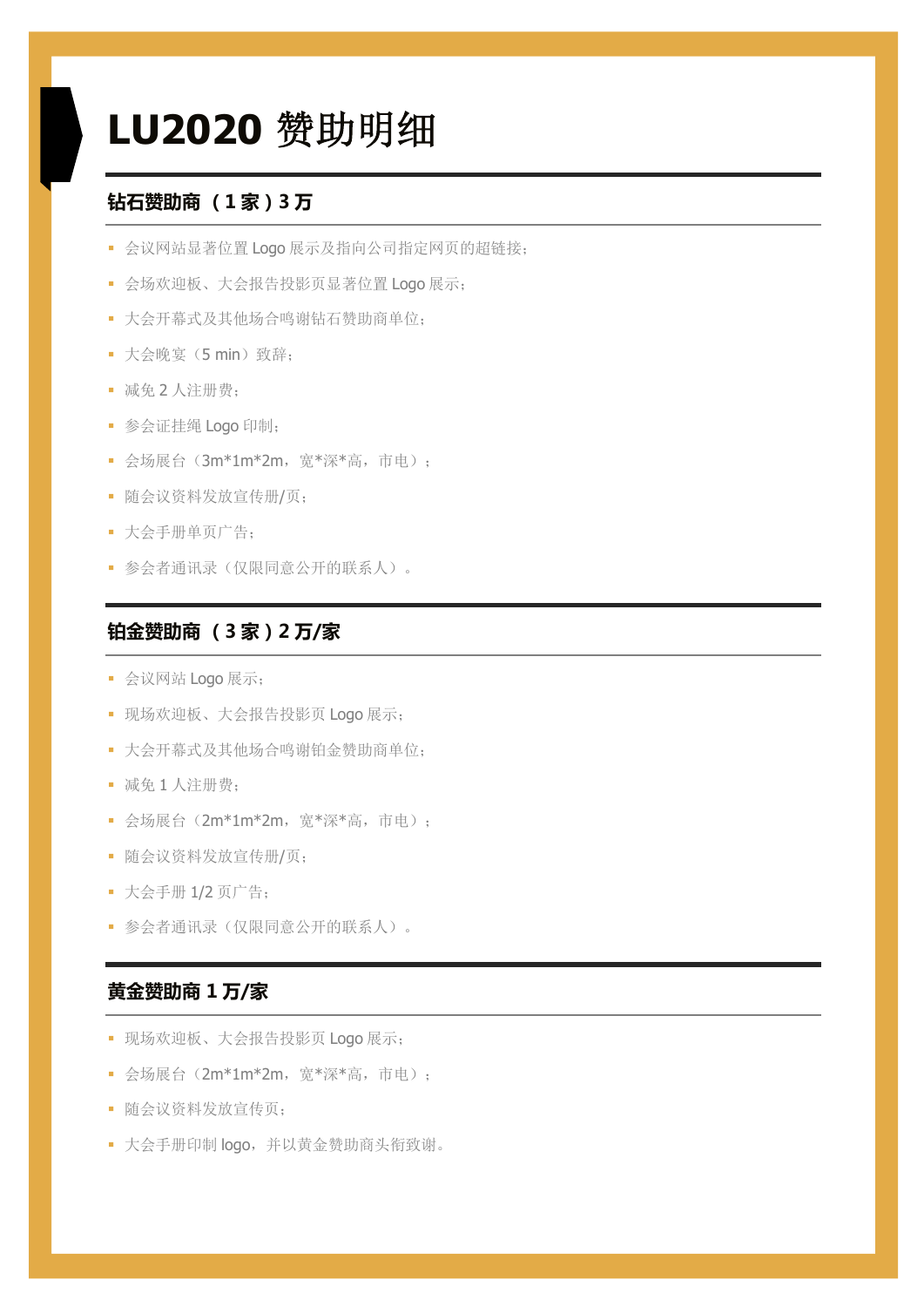# LU2020 赞助明细

## 钻石赞助商 （1 家）3 万

- 会议网站显著位置 Logo 展示及指向公司指定网页的超链接；
- 会场欢迎板、大会报告投影页显著位置 Logo 展示；
- 大会开幕式及其他场合鸣谢钻石赞助商单位；
- 大会晚宴（5 min）致辞；
- 减免 2 人注册费；
- 参会证挂绳 Logo 印制；
- 会场展台（3m*1m*2m，宽*深*高，市电）；
- 随会议资料发放宣传册/页；
- 大会手册单页广告；
- 参会者通讯录（仅限同意公开的联系人）。

## 铂金赞助商 （3 家）2 万/家

- 会议网站 Logo 展示；
- 现场欢迎板、大会报告投影页 Logo 展示；
- 大会开幕式及其他场合鸣谢铂金赞助商单位；
- 减免 1 人注册费；
- 会场展台（2m*1m*2m，宽*深*高，市电）；
- 随会议资料发放宣传册/页；
- 大会手册 1/2 页广告；
- 参会者通讯录（仅限同意公开的联系人）。

## 黄金赞助商 1 万/家

- 现场欢迎板、大会报告投影页 Logo 展示；
- 会场展台（2m*1m*2m，宽*深*高，市电）；
- 随会议资料发放宣传页；
- 大会手册印制 logo，并以黄金赞助商头衔致谢。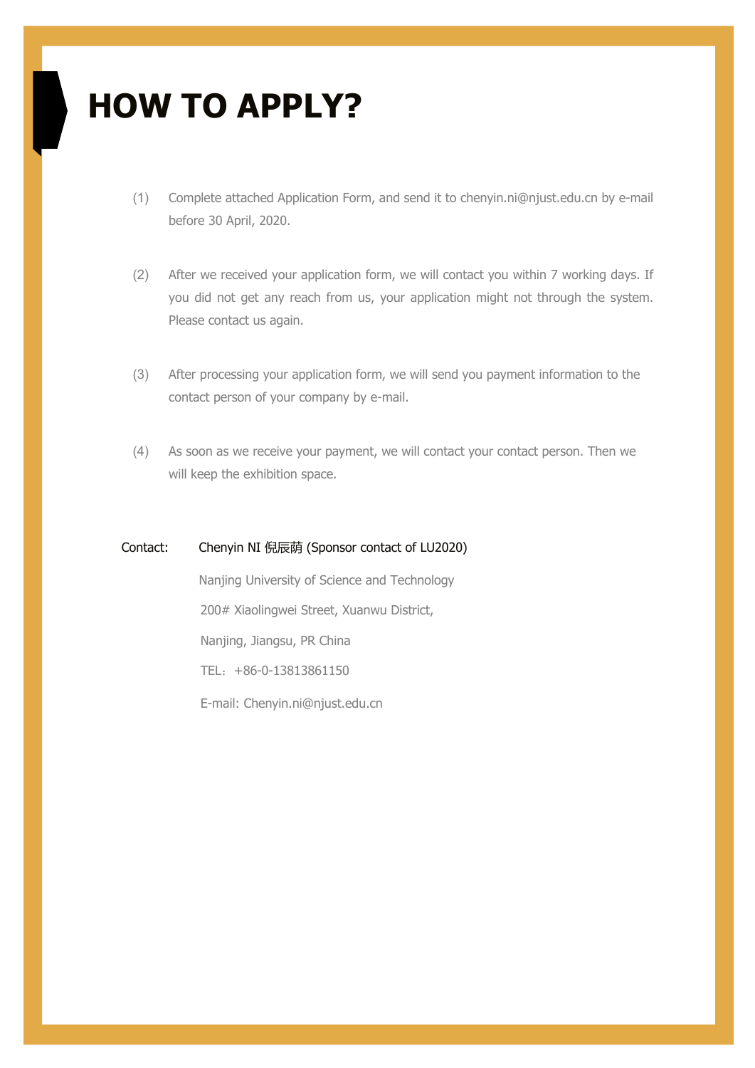# HOW TO APPLY?

(1) Complete attached Application Form, and send it to chenyin.ni@njust.edu.cn by e-mail before 30 April, 2020.

(2) After we received your application form, we will contact you within 7 working days. If you did not get any reach from us, your application might not through the system. Please contact us again.

(3) After processing your application form, we will send you payment information to the contact person of your company by e-mail.

(4) As soon as we receive your payment, we will contact your contact person. Then we will keep the exhibition space.

Contact: Chenyin NI 倪辰荫 (Sponsor contact of LU2020)

Nanjing University of Science and Technology

200# Xiaolingwei Street, Xuanwu District,

Nanjing, Jiangsu, PR China

TEL：+86-0-13813861150

E-mail: Chenyin.ni@njust.edu.cn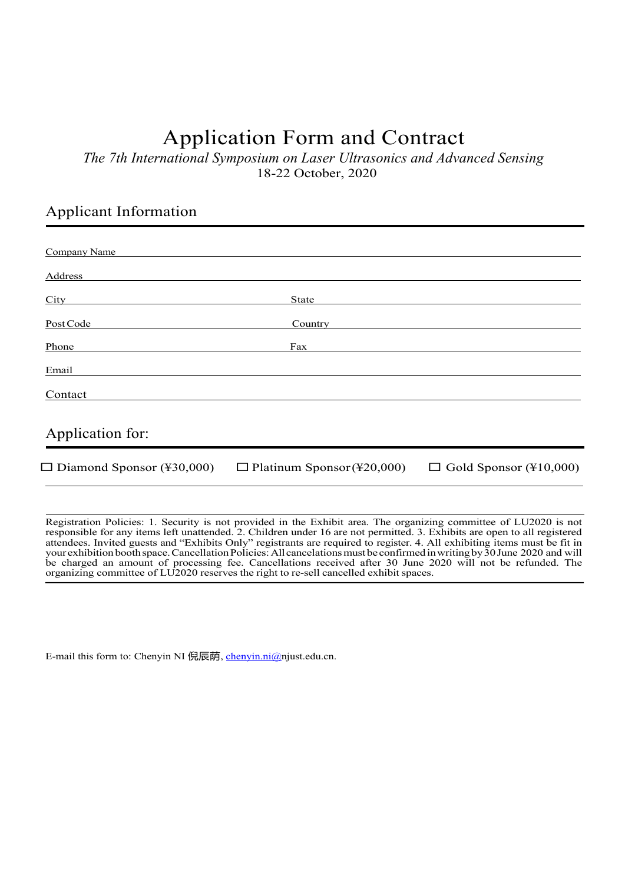# Application Form and Contract

*The 7th International Symposium on Laser Ultrasonics and Advanced Sensing*

18-22 October, 2020

## Applicant Information

Company Name

Address

City State

Post Code Country

Phone Fax

Email

Contact

## Application for:

☐ Diamond Sponsor (¥30,000) ☐ Platinum Sponsor (¥20,000) ☐ Gold Sponsor (¥10,000)

Registration Policies: 1. Security is not provided in the Exhibit area. The organizing committee of LU2020 is not responsible for any items left unattended. 2. Children under 16 are not permitted. 3. Exhibits are open to all registered attendees. Invited guests and "Exhibits Only" registrants are required to register. 4. All exhibiting items must be fit in your exhibition booth space. Cancellation Policies: All cancelations must be confirmed in writing by 30 June 2020 and will be charged an amount of processing fee. Cancellations received after 30 June 2020 will not be refunded. The organizing committee of LU2020 reserves the right to re-sell cancelled exhibit spaces.

E-mail this form to: Chenyin NI 倪辰荫, chenyin.ni@njust.edu.cn.